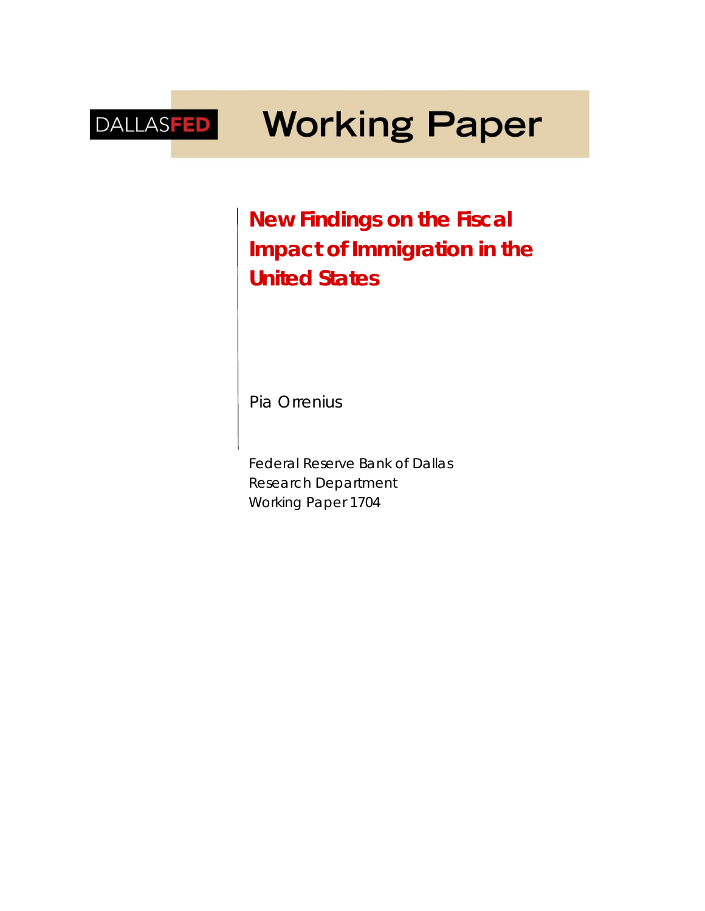DALLASFED

# Working Paper

## New Findings on the Fiscal Impact of Immigration in the United States

Pia Orrenius

Federal Reserve Bank of Dallas
Research Department
Working Paper 1704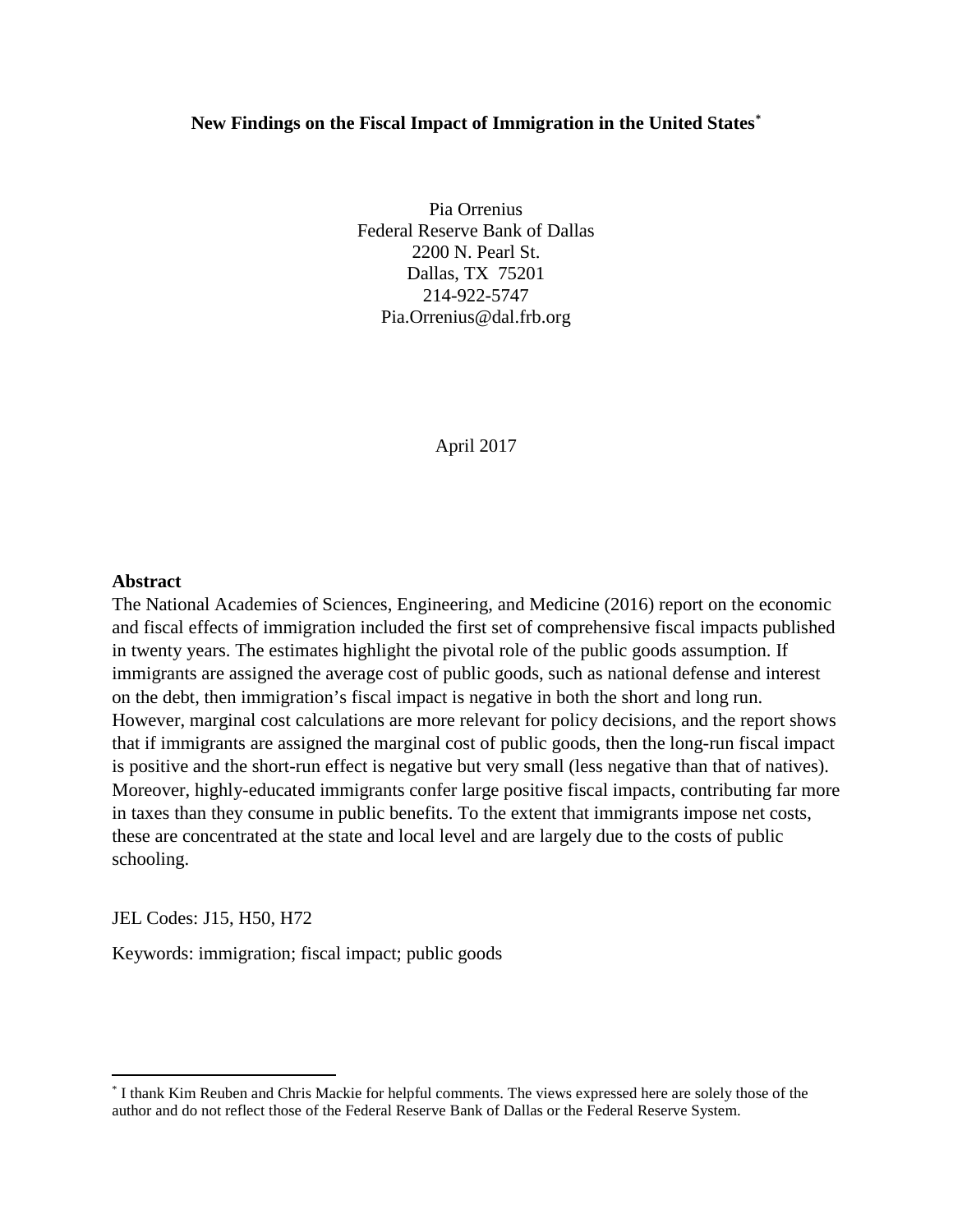**New Findings on the Fiscal Impact of Immigration in the United States**[*]

Pia Orrenius
Federal Reserve Bank of Dallas
2200 N. Pearl St.
Dallas, TX 75201
214-922-5747
Pia.Orrenius@dal.frb.org

April 2017

**Abstract**

The National Academies of Sciences, Engineering, and Medicine (2016) report on the economic and fiscal effects of immigration included the first set of comprehensive fiscal impacts published in twenty years. The estimates highlight the pivotal role of the public goods assumption. If immigrants are assigned the average cost of public goods, such as national defense and interest on the debt, then immigration's fiscal impact is negative in both the short and long run. However, marginal cost calculations are more relevant for policy decisions, and the report shows that if immigrants are assigned the marginal cost of public goods, then the long-run fiscal impact is positive and the short-run effect is negative but very small (less negative than that of natives). Moreover, highly-educated immigrants confer large positive fiscal impacts, contributing far more in taxes than they consume in public benefits. To the extent that immigrants impose net costs, these are concentrated at the state and local level and are largely due to the costs of public schooling.

JEL Codes: J15, H50, H72

Keywords: immigration; fiscal impact; public goods

[*] I thank Kim Reuben and Chris Mackie for helpful comments. The views expressed here are solely those of the author and do not reflect those of the Federal Reserve Bank of Dallas or the Federal Reserve System.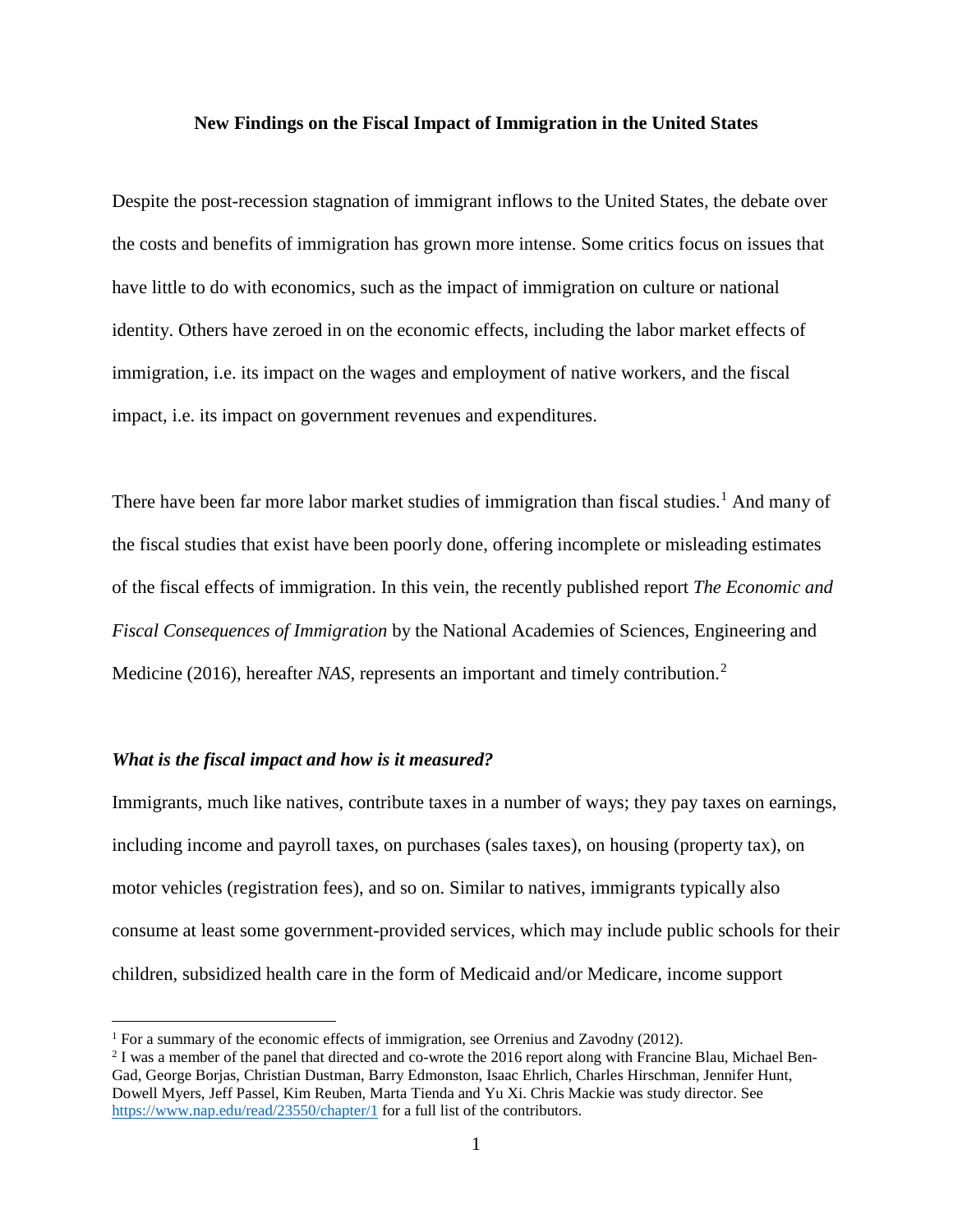**New Findings on the Fiscal Impact of Immigration in the United States**

Despite the post-recession stagnation of immigrant inflows to the United States, the debate over the costs and benefits of immigration has grown more intense. Some critics focus on issues that have little to do with economics, such as the impact of immigration on culture or national identity. Others have zeroed in on the economic effects, including the labor market effects of immigration, i.e. its impact on the wages and employment of native workers, and the fiscal impact, i.e. its impact on government revenues and expenditures.

There have been far more labor market studies of immigration than fiscal studies.[1] And many of the fiscal studies that exist have been poorly done, offering incomplete or misleading estimates of the fiscal effects of immigration. In this vein, the recently published report *The Economic and Fiscal Consequences of Immigration* by the National Academies of Sciences, Engineering and Medicine (2016), hereafter *NAS*, represents an important and timely contribution.[2]

***What is the fiscal impact and how is it measured?***

Immigrants, much like natives, contribute taxes in a number of ways; they pay taxes on earnings, including income and payroll taxes, on purchases (sales taxes), on housing (property tax), on motor vehicles (registration fees), and so on. Similar to natives, immigrants typically also consume at least some government-provided services, which may include public schools for their children, subsidized health care in the form of Medicaid and/or Medicare, income support

---

[1] For a summary of the economic effects of immigration, see Orrenius and Zavodny (2012).

[2] I was a member of the panel that directed and co-wrote the 2016 report along with Francine Blau, Michael Ben-Gad, George Borjas, Christian Dustman, Barry Edmonston, Isaac Ehrlich, Charles Hirschman, Jennifer Hunt, Dowell Myers, Jeff Passel, Kim Reuben, Marta Tienda and Yu Xi. Chris Mackie was study director. See https://www.nap.edu/read/23550/chapter/1 for a full list of the contributors.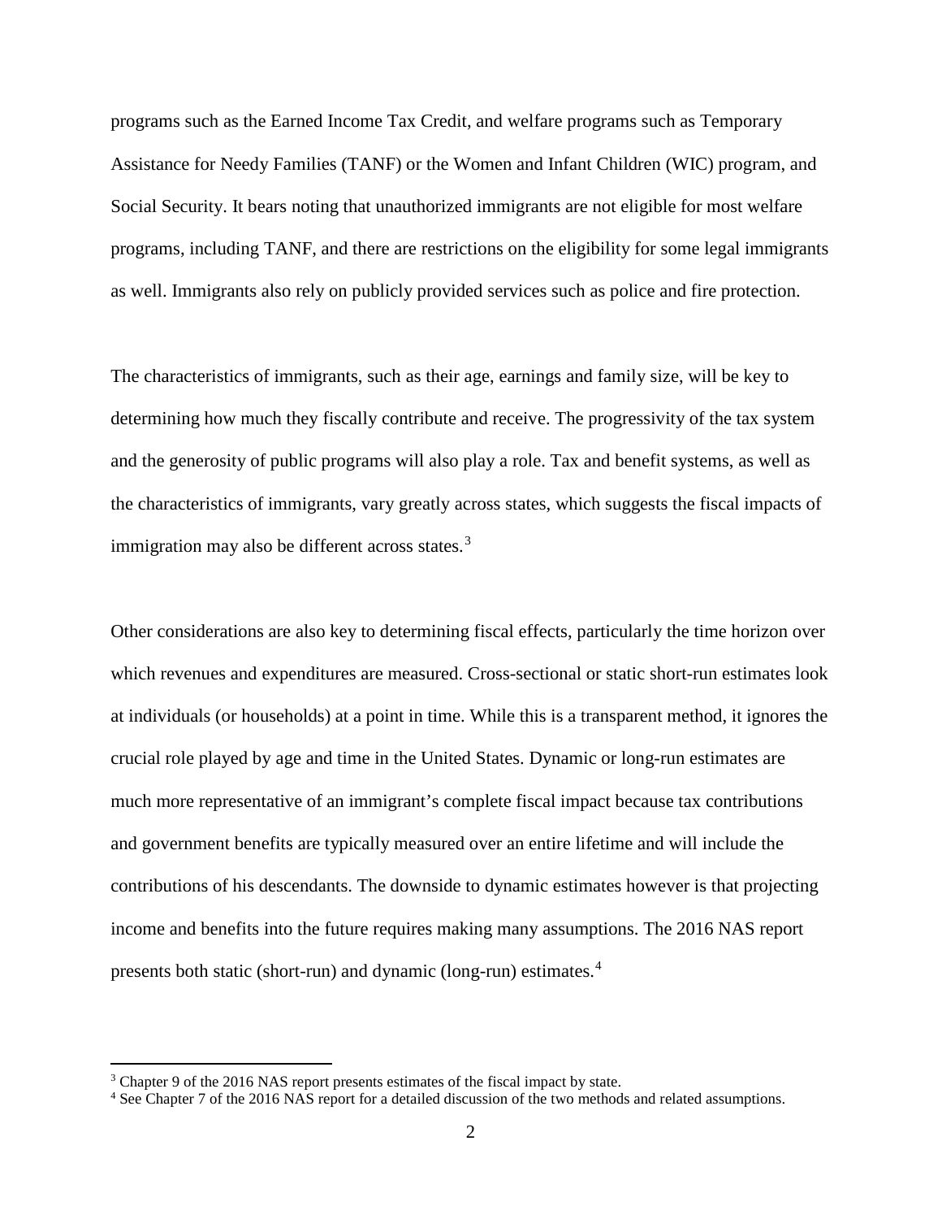programs such as the Earned Income Tax Credit, and welfare programs such as Temporary Assistance for Needy Families (TANF) or the Women and Infant Children (WIC) program, and Social Security. It bears noting that unauthorized immigrants are not eligible for most welfare programs, including TANF, and there are restrictions on the eligibility for some legal immigrants as well. Immigrants also rely on publicly provided services such as police and fire protection.

The characteristics of immigrants, such as their age, earnings and family size, will be key to determining how much they fiscally contribute and receive. The progressivity of the tax system and the generosity of public programs will also play a role. Tax and benefit systems, as well as the characteristics of immigrants, vary greatly across states, which suggests the fiscal impacts of immigration may also be different across states.[3]

Other considerations are also key to determining fiscal effects, particularly the time horizon over which revenues and expenditures are measured. Cross-sectional or static short-run estimates look at individuals (or households) at a point in time. While this is a transparent method, it ignores the crucial role played by age and time in the United States. Dynamic or long-run estimates are much more representative of an immigrant's complete fiscal impact because tax contributions and government benefits are typically measured over an entire lifetime and will include the contributions of his descendants. The downside to dynamic estimates however is that projecting income and benefits into the future requires making many assumptions. The 2016 NAS report presents both static (short-run) and dynamic (long-run) estimates.[4]

---

[3] Chapter 9 of the 2016 NAS report presents estimates of the fiscal impact by state.

[4] See Chapter 7 of the 2016 NAS report for a detailed discussion of the two methods and related assumptions.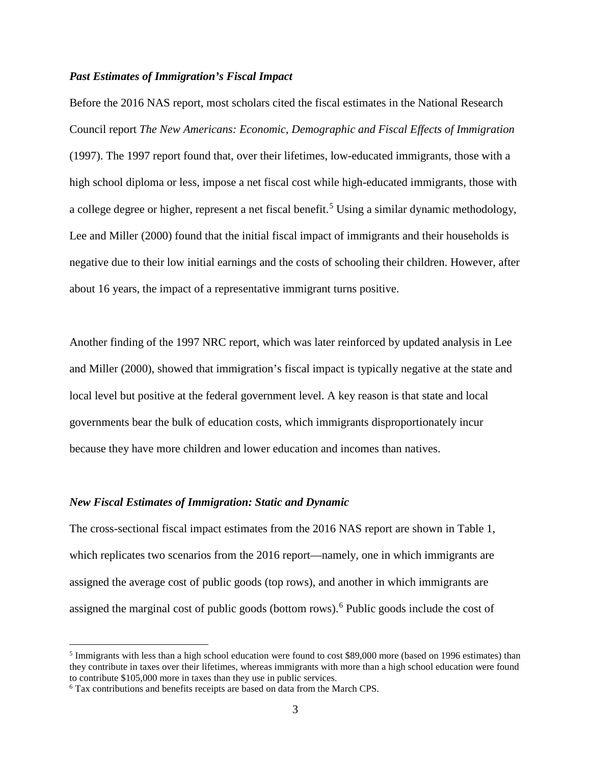### *Past Estimates of Immigration's Fiscal Impact*

Before the 2016 NAS report, most scholars cited the fiscal estimates in the National Research Council report *The New Americans: Economic, Demographic and Fiscal Effects of Immigration* (1997). The 1997 report found that, over their lifetimes, low-educated immigrants, those with a high school diploma or less, impose a net fiscal cost while high-educated immigrants, those with a college degree or higher, represent a net fiscal benefit.[5] Using a similar dynamic methodology, Lee and Miller (2000) found that the initial fiscal impact of immigrants and their households is negative due to their low initial earnings and the costs of schooling their children. However, after about 16 years, the impact of a representative immigrant turns positive.

Another finding of the 1997 NRC report, which was later reinforced by updated analysis in Lee and Miller (2000), showed that immigration's fiscal impact is typically negative at the state and local level but positive at the federal government level. A key reason is that state and local governments bear the bulk of education costs, which immigrants disproportionately incur because they have more children and lower education and incomes than natives.

### *New Fiscal Estimates of Immigration: Static and Dynamic*

The cross-sectional fiscal impact estimates from the 2016 NAS report are shown in Table 1, which replicates two scenarios from the 2016 report—namely, one in which immigrants are assigned the average cost of public goods (top rows), and another in which immigrants are assigned the marginal cost of public goods (bottom rows).[6] Public goods include the cost of

---

[5] Immigrants with less than a high school education were found to cost $89,000 more (based on 1996 estimates) than they contribute in taxes over their lifetimes, whereas immigrants with more than a high school education were found to contribute $105,000 more in taxes than they use in public services.

[6] Tax contributions and benefits receipts are based on data from the March CPS.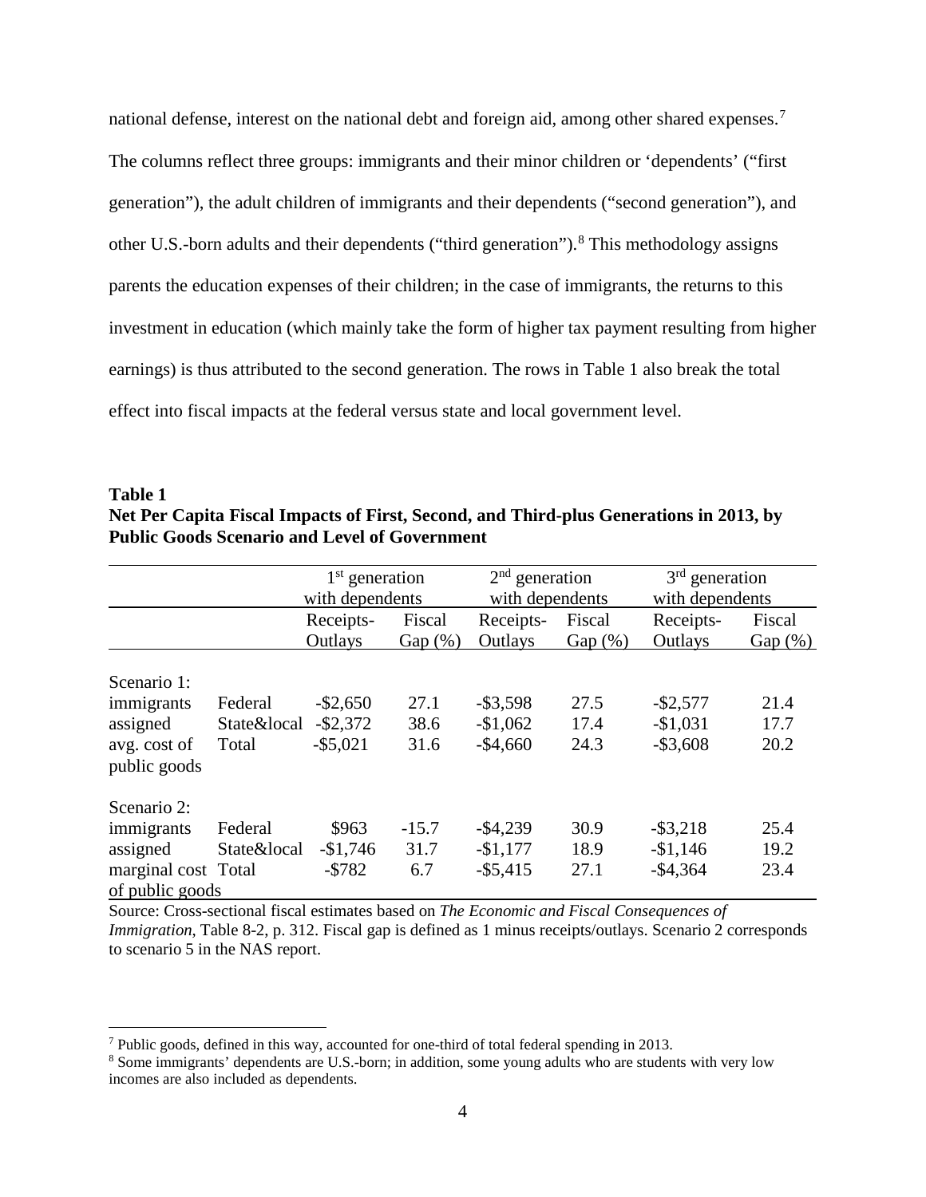national defense, interest on the national debt and foreign aid, among other shared expenses.[7] The columns reflect three groups: immigrants and their minor children or 'dependents' ("first generation"), the adult children of immigrants and their dependents ("second generation"), and other U.S.-born adults and their dependents ("third generation").[8] This methodology assigns parents the education expenses of their children; in the case of immigrants, the returns to this investment in education (which mainly take the form of higher tax payment resulting from higher earnings) is thus attributed to the second generation. The rows in Table 1 also break the total effect into fiscal impacts at the federal versus state and local government level.

**Table 1**
**Net Per Capita Fiscal Impacts of First, Second, and Third-plus Generations in 2013, by Public Goods Scenario and Level of Government**

| | | 1st generation with dependents | | 2nd generation with dependents | | 3rd generation with dependents | |
|---|---|---|---|---|---|---|---|
| | | Receipts-Outlays | Fiscal Gap (%) | Receipts-Outlays | Fiscal Gap (%) | Receipts-Outlays | Fiscal Gap (%) |
| Scenario 1: immigrants assigned avg. cost of public goods | Federal | -$2,650 | 27.1 | -$3,598 | 27.5 | -$2,577 | 21.4 |
| | State&local | -$2,372 | 38.6 | -$1,062 | 17.4 | -$1,031 | 17.7 |
| | Total | -$5,021 | 31.6 | -$4,660 | 24.3 | -$3,608 | 20.2 |
| Scenario 2: immigrants assigned marginal cost of public goods | Federal | $963 | -15.7 | -$4,239 | 30.9 | -$3,218 | 25.4 |
| | State&local | -$1,746 | 31.7 | -$1,177 | 18.9 | -$1,146 | 19.2 |
| | Total | -$782 | 6.7 | -$5,415 | 27.1 | -$4,364 | 23.4 |

Source: Cross-sectional fiscal estimates based on *The Economic and Fiscal Consequences of Immigration*, Table 8-2, p. 312. Fiscal gap is defined as 1 minus receipts/outlays. Scenario 2 corresponds to scenario 5 in the NAS report.

---

[7] Public goods, defined in this way, accounted for one-third of total federal spending in 2013.

[8] Some immigrants' dependents are U.S.-born; in addition, some young adults who are students with very low incomes are also included as dependents.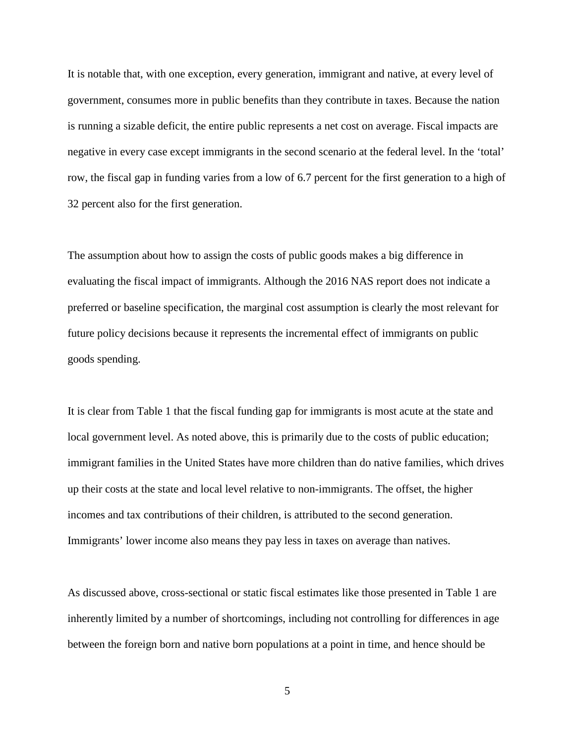It is notable that, with one exception, every generation, immigrant and native, at every level of government, consumes more in public benefits than they contribute in taxes. Because the nation is running a sizable deficit, the entire public represents a net cost on average. Fiscal impacts are negative in every case except immigrants in the second scenario at the federal level. In the 'total' row, the fiscal gap in funding varies from a low of 6.7 percent for the first generation to a high of 32 percent also for the first generation.

The assumption about how to assign the costs of public goods makes a big difference in evaluating the fiscal impact of immigrants. Although the 2016 NAS report does not indicate a preferred or baseline specification, the marginal cost assumption is clearly the most relevant for future policy decisions because it represents the incremental effect of immigrants on public goods spending.

It is clear from Table 1 that the fiscal funding gap for immigrants is most acute at the state and local government level. As noted above, this is primarily due to the costs of public education; immigrant families in the United States have more children than do native families, which drives up their costs at the state and local level relative to non-immigrants. The offset, the higher incomes and tax contributions of their children, is attributed to the second generation. Immigrants' lower income also means they pay less in taxes on average than natives.

As discussed above, cross-sectional or static fiscal estimates like those presented in Table 1 are inherently limited by a number of shortcomings, including not controlling for differences in age between the foreign born and native born populations at a point in time, and hence should be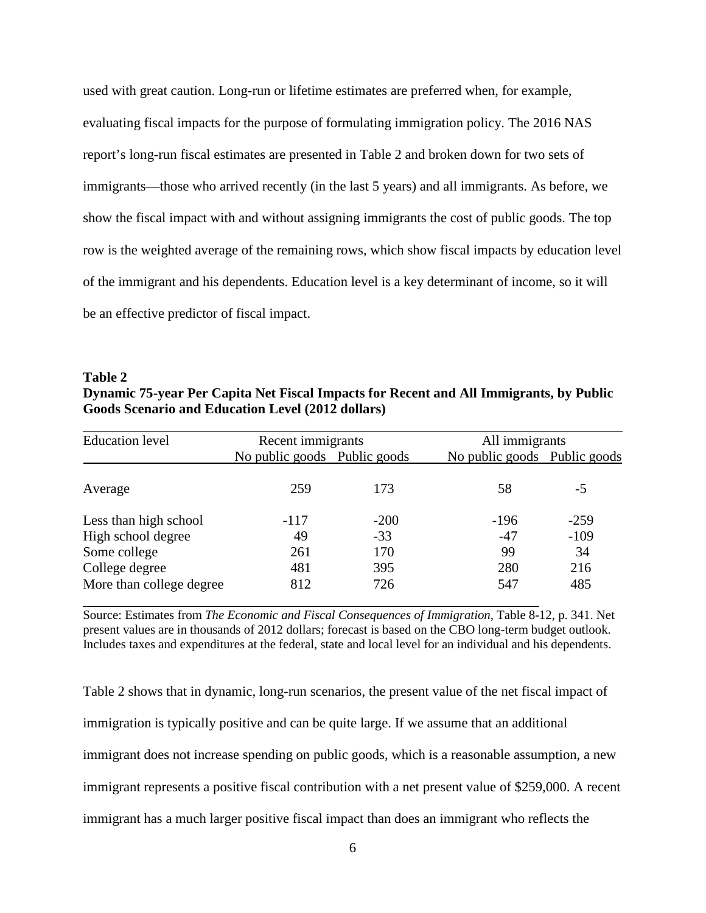used with great caution. Long-run or lifetime estimates are preferred when, for example, evaluating fiscal impacts for the purpose of formulating immigration policy. The 2016 NAS report's long-run fiscal estimates are presented in Table 2 and broken down for two sets of immigrants—those who arrived recently (in the last 5 years) and all immigrants. As before, we show the fiscal impact with and without assigning immigrants the cost of public goods. The top row is the weighted average of the remaining rows, which show fiscal impacts by education level of the immigrant and his dependents. Education level is a key determinant of income, so it will be an effective predictor of fiscal impact.

**Table 2**
**Dynamic 75-year Per Capita Net Fiscal Impacts for Recent and All Immigrants, by Public Goods Scenario and Education Level (2012 dollars)**

| Education level | Recent immigrants | | All immigrants | |
|---|---|---|---|---|
| | No public goods | Public goods | No public goods | Public goods |
| Average | 259 | 173 | 58 | -5 |
| Less than high school | -117 | -200 | -196 | -259 |
| High school degree | 49 | -33 | -47 | -109 |
| Some college | 261 | 170 | 99 | 34 |
| College degree | 481 | 395 | 280 | 216 |
| More than college degree | 812 | 726 | 547 | 485 |

Source: Estimates from *The Economic and Fiscal Consequences of Immigration*, Table 8-12, p. 341. Net present values are in thousands of 2012 dollars; forecast is based on the CBO long-term budget outlook. Includes taxes and expenditures at the federal, state and local level for an individual and his dependents.

Table 2 shows that in dynamic, long-run scenarios, the present value of the net fiscal impact of immigration is typically positive and can be quite large. If we assume that an additional immigrant does not increase spending on public goods, which is a reasonable assumption, a new immigrant represents a positive fiscal contribution with a net present value of $259,000. A recent immigrant has a much larger positive fiscal impact than does an immigrant who reflects the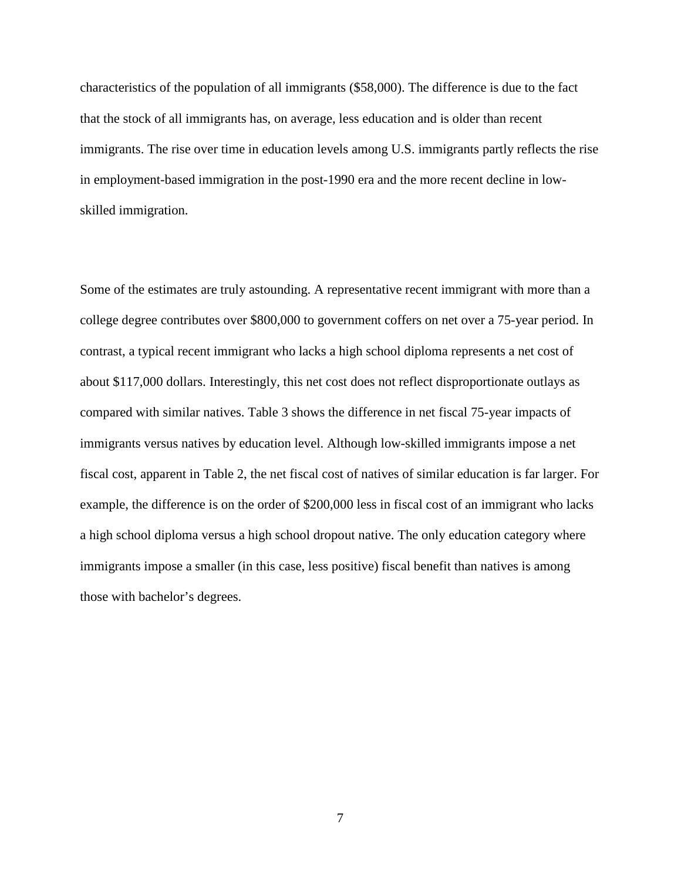characteristics of the population of all immigrants ($58,000). The difference is due to the fact that the stock of all immigrants has, on average, less education and is older than recent immigrants. The rise over time in education levels among U.S. immigrants partly reflects the rise in employment-based immigration in the post-1990 era and the more recent decline in low-skilled immigration.

Some of the estimates are truly astounding. A representative recent immigrant with more than a college degree contributes over $800,000 to government coffers on net over a 75-year period. In contrast, a typical recent immigrant who lacks a high school diploma represents a net cost of about $117,000 dollars. Interestingly, this net cost does not reflect disproportionate outlays as compared with similar natives. Table 3 shows the difference in net fiscal 75-year impacts of immigrants versus natives by education level. Although low-skilled immigrants impose a net fiscal cost, apparent in Table 2, the net fiscal cost of natives of similar education is far larger. For example, the difference is on the order of $200,000 less in fiscal cost of an immigrant who lacks a high school diploma versus a high school dropout native. The only education category where immigrants impose a smaller (in this case, less positive) fiscal benefit than natives is among those with bachelor's degrees.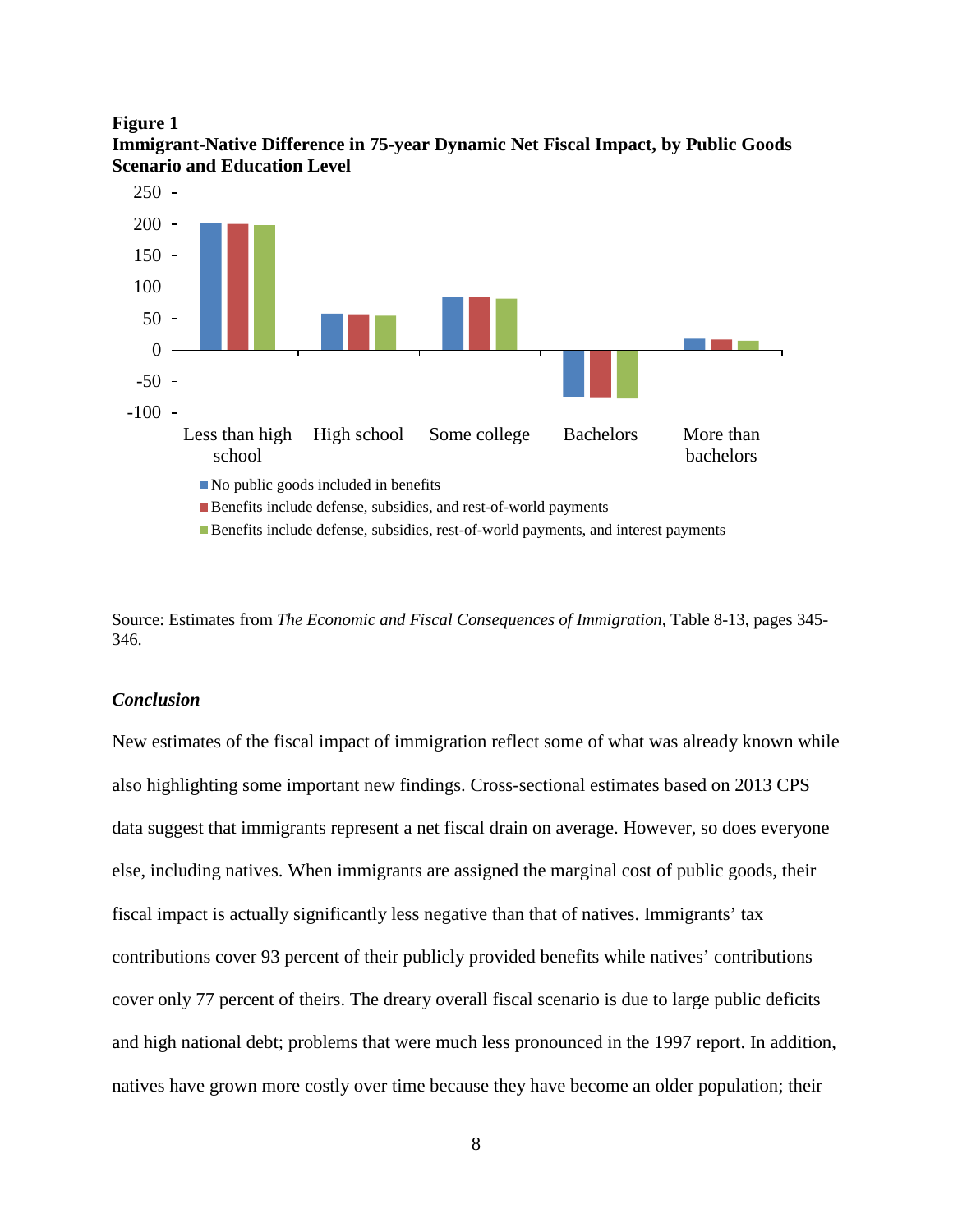**Figure 1**
**Immigrant-Native Difference in 75-year Dynamic Net Fiscal Impact, by Public Goods Scenario and Education Level**

Source: Estimates from *The Economic and Fiscal Consequences of Immigration*, Table 8-13, pages 345-346.

### *Conclusion*

New estimates of the fiscal impact of immigration reflect some of what was already known while also highlighting some important new findings. Cross-sectional estimates based on 2013 CPS data suggest that immigrants represent a net fiscal drain on average. However, so does everyone else, including natives. When immigrants are assigned the marginal cost of public goods, their fiscal impact is actually significantly less negative than that of natives. Immigrants' tax contributions cover 93 percent of their publicly provided benefits while natives' contributions cover only 77 percent of theirs. The dreary overall fiscal scenario is due to large public deficits and high national debt; problems that were much less pronounced in the 1997 report. In addition, natives have grown more costly over time because they have become an older population; their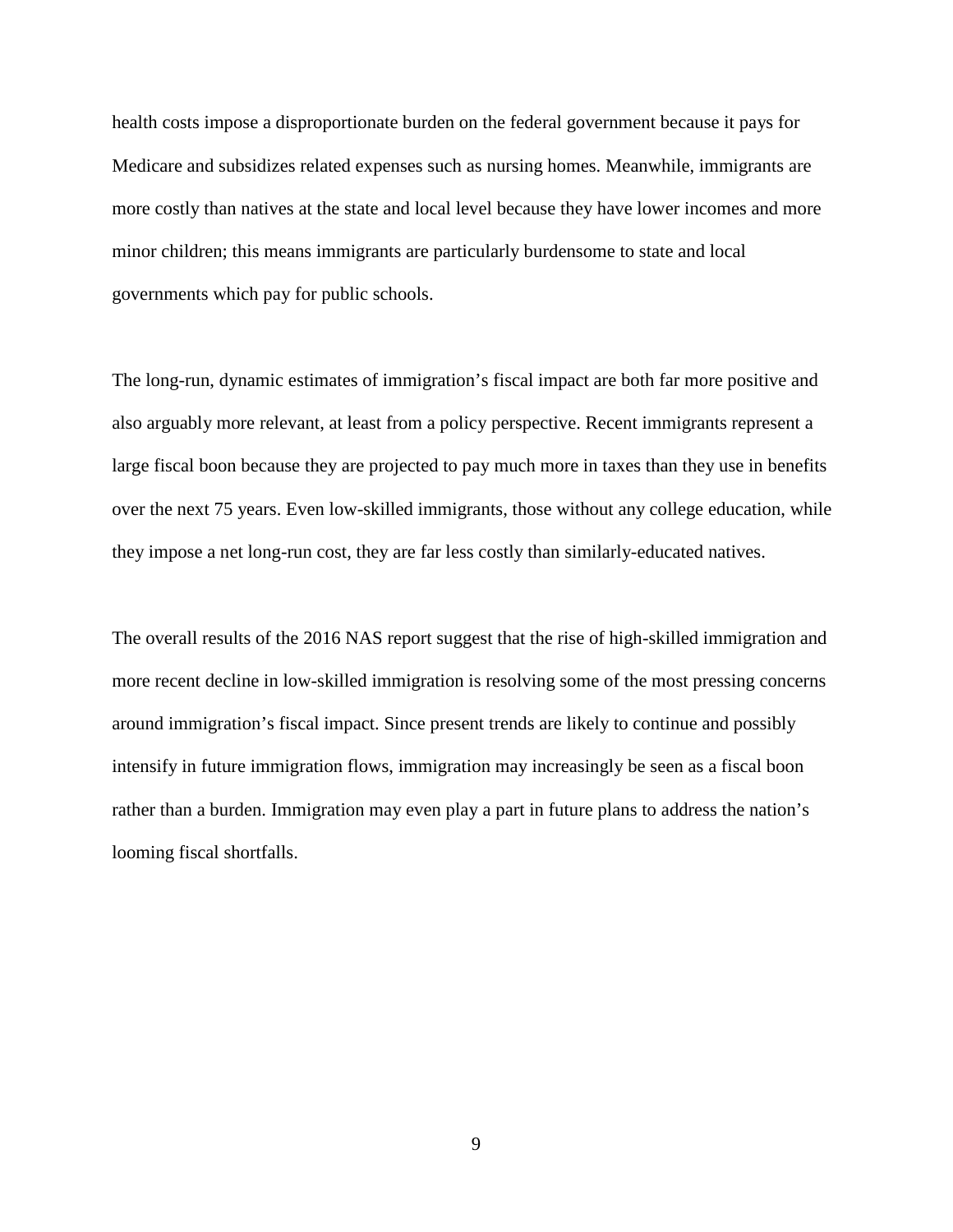health costs impose a disproportionate burden on the federal government because it pays for Medicare and subsidizes related expenses such as nursing homes. Meanwhile, immigrants are more costly than natives at the state and local level because they have lower incomes and more minor children; this means immigrants are particularly burdensome to state and local governments which pay for public schools.

The long-run, dynamic estimates of immigration's fiscal impact are both far more positive and also arguably more relevant, at least from a policy perspective. Recent immigrants represent a large fiscal boon because they are projected to pay much more in taxes than they use in benefits over the next 75 years. Even low-skilled immigrants, those without any college education, while they impose a net long-run cost, they are far less costly than similarly-educated natives.

The overall results of the 2016 NAS report suggest that the rise of high-skilled immigration and more recent decline in low-skilled immigration is resolving some of the most pressing concerns around immigration's fiscal impact. Since present trends are likely to continue and possibly intensify in future immigration flows, immigration may increasingly be seen as a fiscal boon rather than a burden. Immigration may even play a part in future plans to address the nation's looming fiscal shortfalls.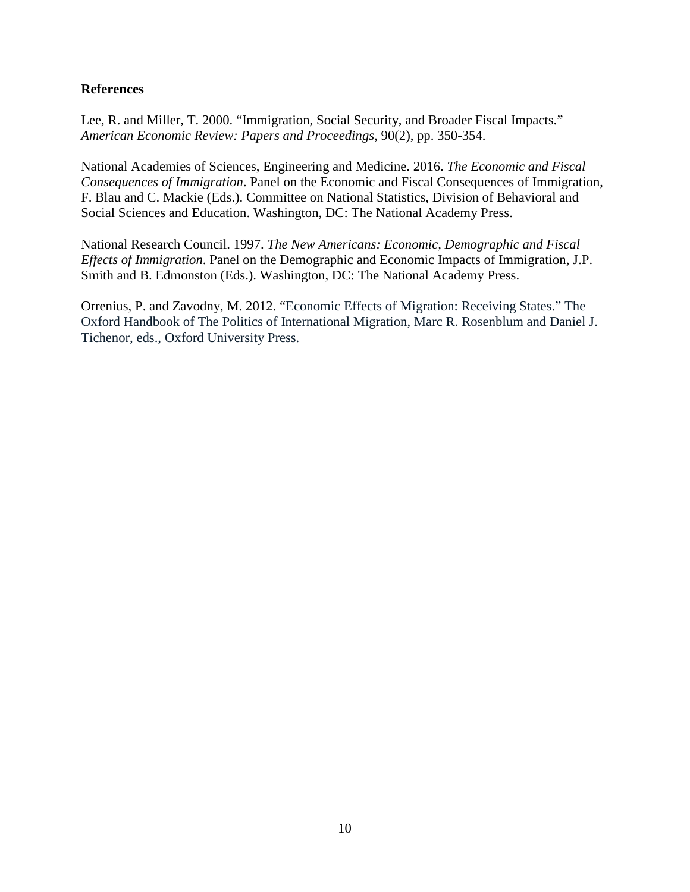**References**

Lee, R. and Miller, T. 2000. "Immigration, Social Security, and Broader Fiscal Impacts." *American Economic Review: Papers and Proceedings*, 90(2), pp. 350-354.

National Academies of Sciences, Engineering and Medicine. 2016. *The Economic and Fiscal Consequences of Immigration*. Panel on the Economic and Fiscal Consequences of Immigration, F. Blau and C. Mackie (Eds.). Committee on National Statistics, Division of Behavioral and Social Sciences and Education. Washington, DC: The National Academy Press.

National Research Council. 1997. *The New Americans: Economic, Demographic and Fiscal Effects of Immigration*. Panel on the Demographic and Economic Impacts of Immigration, J.P. Smith and B. Edmonston (Eds.). Washington, DC: The National Academy Press.

Orrenius, P. and Zavodny, M. 2012. "Economic Effects of Migration: Receiving States." The Oxford Handbook of The Politics of International Migration, Marc R. Rosenblum and Daniel J. Tichenor, eds., Oxford University Press.